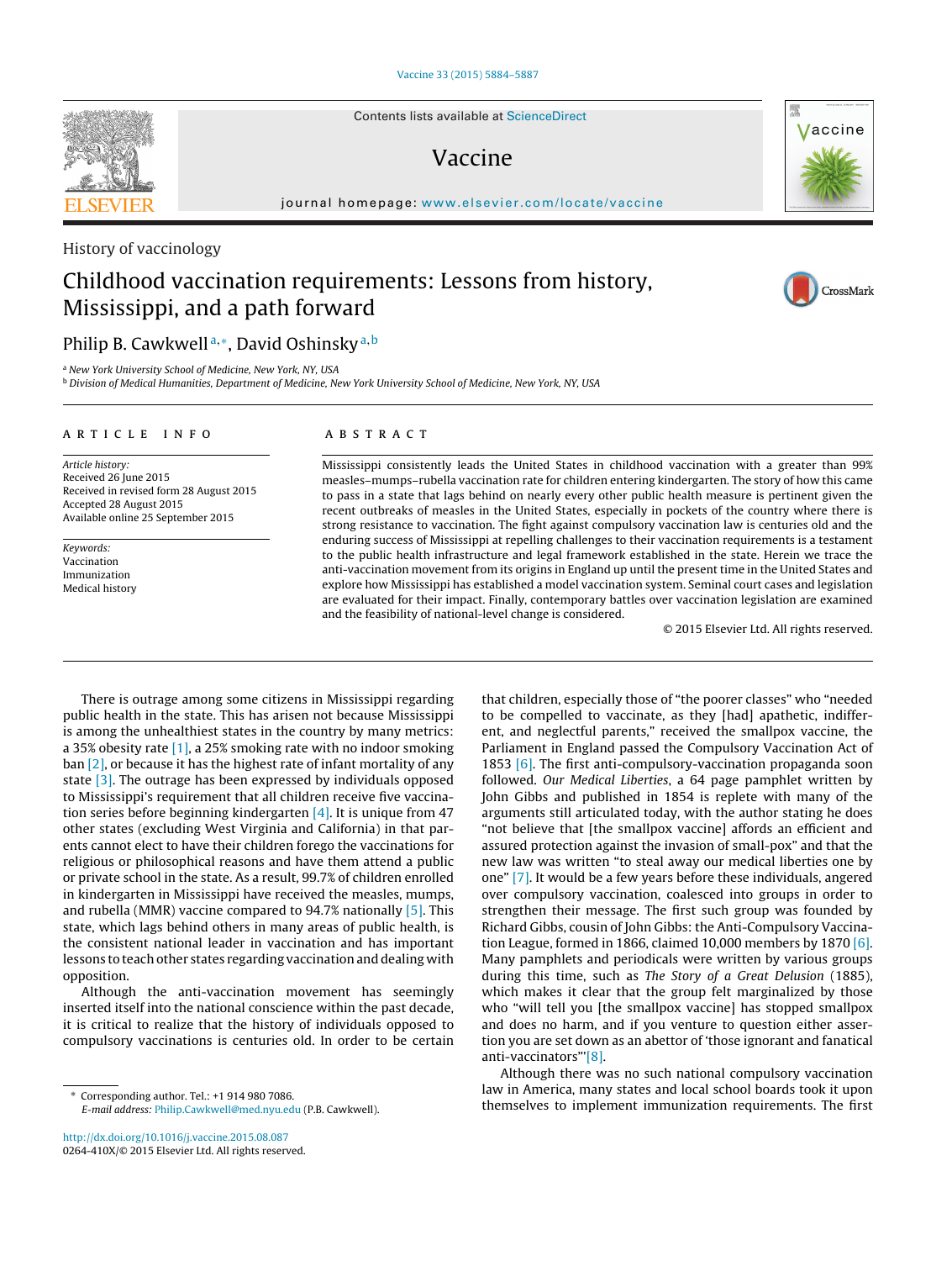History of vaccinology

# Childhood vaccination requirements: Lessons from history, Mississippi, and a path forward

Philip B. Cawkwell[a,*], David Oshinsky[a,b]

[a] New York University School of Medicine, New York, NY, USA
[b] Division of Medical Humanities, Department of Medicine, New York University School of Medicine, New York, NY, USA

## ARTICLE INFO

*Article history:*
Received 26 June 2015
Received in revised form 28 August 2015
Accepted 28 August 2015
Available online 25 September 2015

*Keywords:*
Vaccination
Immunization
Medical history

## ABSTRACT

Mississippi consistently leads the United States in childhood vaccination with a greater than 99% measles–mumps–rubella vaccination rate for children entering kindergarten. The story of how this came to pass in a state that lags behind on nearly every other public health measure is pertinent given the recent outbreaks of measles in the United States, especially in pockets of the country where there is strong resistance to vaccination. The fight against compulsory vaccination law is centuries old and the enduring success of Mississippi at repelling challenges to their vaccination requirements is a testament to the public health infrastructure and legal framework established in the state. Herein we trace the anti-vaccination movement from its origins in England up until the present time in the United States and explore how Mississippi has established a model vaccination system. Seminal court cases and legislation are evaluated for their impact. Finally, contemporary battles over vaccination legislation are examined and the feasibility of national-level change is considered.

© 2015 Elsevier Ltd. All rights reserved.

There is outrage among some citizens in Mississippi regarding public health in the state. This has arisen not because Mississippi is among the unhealthiest states in the country by many metrics: a 35% obesity rate [1], a 25% smoking rate with no indoor smoking ban [2], or because it has the highest rate of infant mortality of any state [3]. The outrage has been expressed by individuals opposed to Mississippi's requirement that all children receive five vaccination series before beginning kindergarten [4]. It is unique from 47 other states (excluding West Virginia and California) in that parents cannot elect to have their children forego the vaccinations for religious or philosophical reasons and have them attend a public or private school in the state. As a result, 99.7% of children enrolled in kindergarten in Mississippi have received the measles, mumps, and rubella (MMR) vaccine compared to 94.7% nationally [5]. This state, which lags behind others in many areas of public health, is the consistent national leader in vaccination and has important lessons to teach other states regarding vaccination and dealing with opposition.

Although the anti-vaccination movement has seemingly inserted itself into the national conscience within the past decade, it is critical to realize that the history of individuals opposed to compulsory vaccinations is centuries old. In order to be certain that children, especially those of "the poorer classes" who "needed to be compelled to vaccinate, as they [had] apathetic, indifferent, and neglectful parents," received the smallpox vaccine, the Parliament in England passed the Compulsory Vaccination Act of 1853 [6]. The first anti-compulsory-vaccination propaganda soon followed. *Our Medical Liberties*, a 64 page pamphlet written by John Gibbs and published in 1854 is replete with many of the arguments still articulated today, with the author stating he does "not believe that [the smallpox vaccine] affords an efficient and assured protection against the invasion of small-pox" and that the new law was written "to steal away our medical liberties one by one" [7]. It would be a few years before these individuals, angered over compulsory vaccination, coalesced into groups in order to strengthen their message. The first such group was founded by Richard Gibbs, cousin of John Gibbs: the Anti-Compulsory Vaccination League, formed in 1866, claimed 10,000 members by 1870 [6]. Many pamphlets and periodicals were written by various groups during this time, such as *The Story of a Great Delusion* (1885), which makes it clear that the group felt marginalized by those who "will tell you [the smallpox vaccine] has stopped smallpox and does no harm, and if you venture to question either assertion you are set down as an abettor of 'those ignorant and fanatical anti-vaccinators'"[8].

Although there was no such national compulsory vaccination law in America, many states and local school boards took it upon themselves to implement immunization requirements. The first

---

* Corresponding author. Tel.: +1 914 980 7086.
*E-mail address:* Philip.Cawkwell@med.nyu.edu (P.B. Cawkwell).

http://dx.doi.org/10.1016/j.vaccine.2015.08.087
0264-410X/© 2015 Elsevier Ltd. All rights reserved.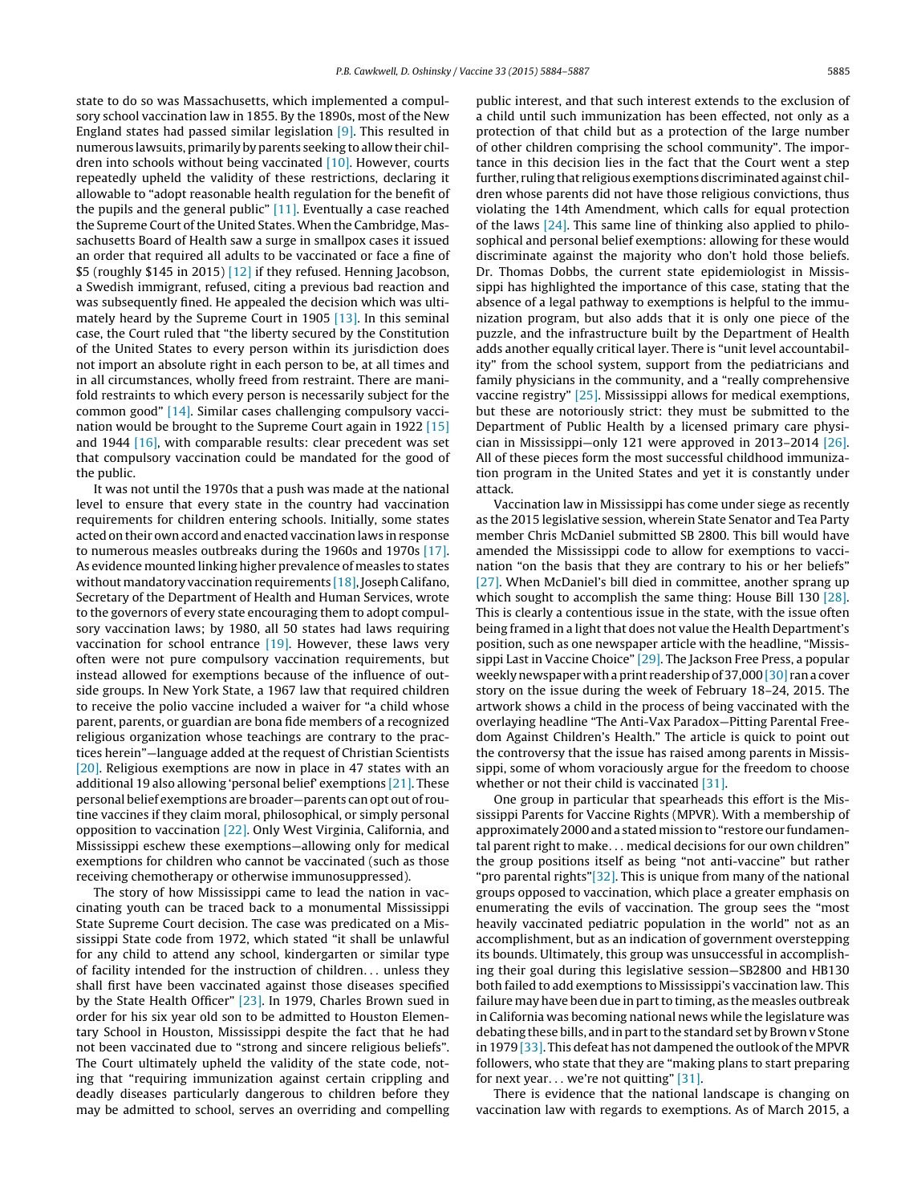state to do so was Massachusetts, which implemented a compulsory school vaccination law in 1855. By the 1890s, most of the New England states had passed similar legislation [9]. This resulted in numerous lawsuits, primarily by parents seeking to allow their children into schools without being vaccinated [10]. However, courts repeatedly upheld the validity of these restrictions, declaring it allowable to "adopt reasonable health regulation for the benefit of the pupils and the general public" [11]. Eventually a case reached the Supreme Court of the United States. When the Cambridge, Massachusetts Board of Health saw a surge in smallpox cases it issued an order that required all adults to be vaccinated or face a fine of $5 (roughly $145 in 2015) [12] if they refused. Henning Jacobson, a Swedish immigrant, refused, citing a previous bad reaction and was subsequently fined. He appealed the decision which was ultimately heard by the Supreme Court in 1905 [13]. In this seminal case, the Court ruled that "the liberty secured by the Constitution of the United States to every person within its jurisdiction does not import an absolute right in each person to be, at all times and in all circumstances, wholly freed from restraint. There are manifold restraints to which every person is necessarily subject for the common good" [14]. Similar cases challenging compulsory vaccination would be brought to the Supreme Court again in 1922 [15] and 1944 [16], with comparable results: clear precedent was set that compulsory vaccination could be mandated for the good of the public.

It was not until the 1970s that a push was made at the national level to ensure that every state in the country had vaccination requirements for children entering schools. Initially, some states acted on their own accord and enacted vaccination laws in response to numerous measles outbreaks during the 1960s and 1970s [17]. As evidence mounted linking higher prevalence of measles to states without mandatory vaccination requirements [18], Joseph Califano, Secretary of the Department of Health and Human Services, wrote to the governors of every state encouraging them to adopt compulsory vaccination laws; by 1980, all 50 states had laws requiring vaccination for school entrance [19]. However, these laws very often were not pure compulsory vaccination requirements, but instead allowed for exemptions because of the influence of outside groups. In New York State, a 1967 law that required children to receive the polio vaccine included a waiver for "a child whose parent, parents, or guardian are bona fide members of a recognized religious organization whose teachings are contrary to the practices herein"—language added at the request of Christian Scientists [20]. Religious exemptions are now in place in 47 states with an additional 19 also allowing 'personal belief' exemptions [21]. These personal belief exemptions are broader—parents can opt out of routine vaccines if they claim moral, philosophical, or simply personal opposition to vaccination [22]. Only West Virginia, California, and Mississippi eschew these exemptions—allowing only for medical exemptions for children who cannot be vaccinated (such as those receiving chemotherapy or otherwise immunosuppressed).

The story of how Mississippi came to lead the nation in vaccinating youth can be traced back to a monumental Mississippi State Supreme Court decision. The case was predicated on a Mississippi State code from 1972, which stated "it shall be unlawful for any child to attend any school, kindergarten or similar type of facility intended for the instruction of children... unless they shall first have been vaccinated against those diseases specified by the State Health Officer" [23]. In 1979, Charles Brown sued in order for his six year old son to be admitted to Houston Elementary School in Houston, Mississippi despite the fact that he had not been vaccinated due to "strong and sincere religious beliefs". The Court ultimately upheld the validity of the state code, noting that "requiring immunization against certain crippling and deadly diseases particularly dangerous to children before they may be admitted to school, serves an overriding and compelling public interest, and that such interest extends to the exclusion of a child until such immunization has been effected, not only as a protection of that child but as a protection of the large number of other children comprising the school community". The importance in this decision lies in the fact that the Court went a step further, ruling that religious exemptions discriminated against children whose parents did not have those religious convictions, thus violating the 14th Amendment, which calls for equal protection of the laws [24]. This same line of thinking also applied to philosophical and personal belief exemptions: allowing for these would discriminate against the majority who don't hold those beliefs. Dr. Thomas Dobbs, the current state epidemiologist in Mississippi has highlighted the importance of this case, stating that the absence of a legal pathway to exemptions is helpful to the immunization program, but also adds that it is only one piece of the puzzle, and the infrastructure built by the Department of Health adds another equally critical layer. There is "unit level accountability" from the school system, support from the pediatricians and family physicians in the community, and a "really comprehensive vaccine registry" [25]. Mississippi allows for medical exemptions, but these are notoriously strict: they must be submitted to the Department of Public Health by a licensed primary care physician in Mississippi—only 121 were approved in 2013–2014 [26]. All of these pieces form the most successful childhood immunization program in the United States and yet it is constantly under attack.

Vaccination law in Mississippi has come under siege as recently as the 2015 legislative session, wherein State Senator and Tea Party member Chris McDaniel submitted SB 2800. This bill would have amended the Mississippi code to allow for exemptions to vaccination "on the basis that they are contrary to his or her beliefs" [27]. When McDaniel's bill died in committee, another sprang up which sought to accomplish the same thing: House Bill 130 [28]. This is clearly a contentious issue in the state, with the issue often being framed in a light that does not value the Health Department's position, such as one newspaper article with the headline, "Mississippi Last in Vaccine Choice" [29]. The Jackson Free Press, a popular weekly newspaper with a print readership of 37,000 [30] ran a cover story on the issue during the week of February 18–24, 2015. The artwork shows a child in the process of being vaccinated with the overlaying headline "The Anti-Vax Paradox—Pitting Parental Freedom Against Children's Health." The article is quick to point out the controversy that the issue has raised among parents in Mississippi, some of whom voraciously argue for the freedom to choose whether or not their child is vaccinated [31].

One group in particular that spearheads this effort is the Mississippi Parents for Vaccine Rights (MPVR). With a membership of approximately 2000 and a stated mission to "restore our fundamental parent right to make... medical decisions for our own children" the group positions itself as being "not anti-vaccine" but rather "pro parental rights"[32]. This is unique from many of the national groups opposed to vaccination, which place a greater emphasis on enumerating the evils of vaccination. The group sees the "most heavily vaccinated pediatric population in the world" not as an accomplishment, but as an indication of government overstepping its bounds. Ultimately, this group was unsuccessful in accomplishing their goal during this legislative session—SB2800 and HB130 both failed to add exemptions to Mississippi's vaccination law. This failure may have been due in part to timing, as the measles outbreak in California was becoming national news while the legislature was debating these bills, and in part to the standard set by Brown v Stone in 1979 [33]. This defeat has not dampened the outlook of the MPVR followers, who state that they are "making plans to start preparing for next year... we're not quitting" [31].

There is evidence that the national landscape is changing on vaccination law with regards to exemptions. As of March 2015, a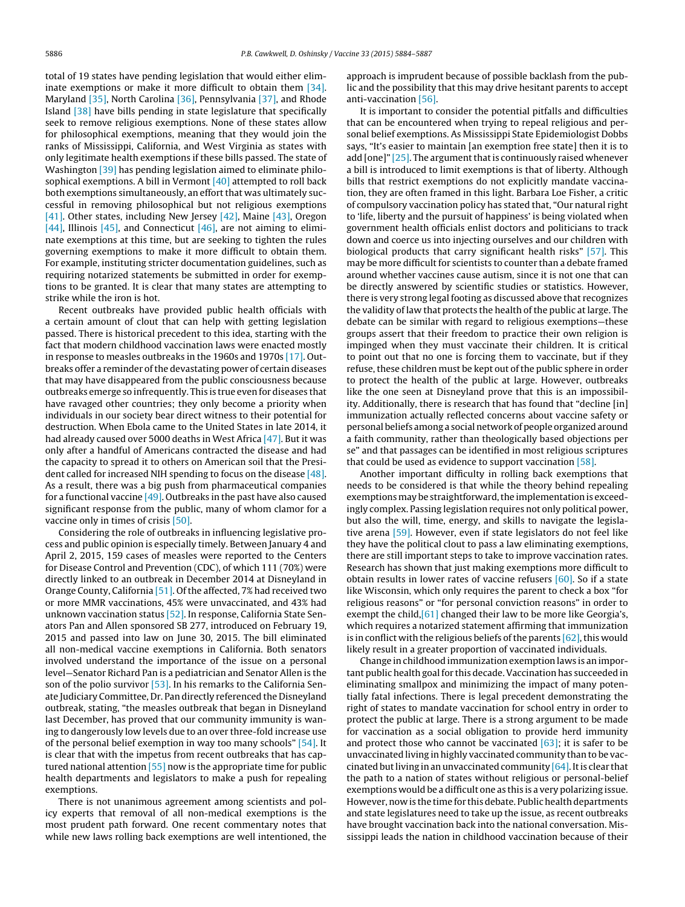total of 19 states have pending legislation that would either eliminate exemptions or make it more difficult to obtain them [34]. Maryland [35], North Carolina [36], Pennsylvania [37], and Rhode Island [38] have bills pending in state legislature that specifically seek to remove religious exemptions. None of these states allow for philosophical exemptions, meaning that they would join the ranks of Mississippi, California, and West Virginia as states with only legitimate health exemptions if these bills passed. The state of Washington [39] has pending legislation aimed to eliminate philosophical exemptions. A bill in Vermont [40] attempted to roll back both exemptions simultaneously, an effort that was ultimately successful in removing philosophical but not religious exemptions [41]. Other states, including New Jersey [42], Maine [43], Oregon [44], Illinois [45], and Connecticut [46], are not aiming to eliminate exemptions at this time, but are seeking to tighten the rules governing exemptions to make it more difficult to obtain them. For example, instituting stricter documentation guidelines, such as requiring notarized statements be submitted in order for exemptions to be granted. It is clear that many states are attempting to strike while the iron is hot.

Recent outbreaks have provided public health officials with a certain amount of clout that can help with getting legislation passed. There is historical precedent to this idea, starting with the fact that modern childhood vaccination laws were enacted mostly in response to measles outbreaks in the 1960s and 1970s [17]. Outbreaks offer a reminder of the devastating power of certain diseases that may have disappeared from the public consciousness because outbreaks emerge so infrequently. This is true even for diseases that have ravaged other countries; they only become a priority when individuals in our society bear direct witness to their potential for destruction. When Ebola came to the United States in late 2014, it had already caused over 5000 deaths in West Africa [47]. But it was only after a handful of Americans contracted the disease and had the capacity to spread it to others on American soil that the President called for increased NIH spending to focus on the disease [48]. As a result, there was a big push from pharmaceutical companies for a functional vaccine [49]. Outbreaks in the past have also caused significant response from the public, many of whom clamor for a vaccine only in times of crisis [50].

Considering the role of outbreaks in influencing legislative process and public opinion is especially timely. Between January 4 and April 2, 2015, 159 cases of measles were reported to the Centers for Disease Control and Prevention (CDC), of which 111 (70%) were directly linked to an outbreak in December 2014 at Disneyland in Orange County, California [51]. Of the affected, 7% had received two or more MMR vaccinations, 45% were unvaccinated, and 43% had unknown vaccination status [52]. In response, California State Senators Pan and Allen sponsored SB 277, introduced on February 19, 2015 and passed into law on June 30, 2015. The bill eliminated all non-medical vaccine exemptions in California. Both senators involved understand the importance of the issue on a personal level—Senator Richard Pan is a pediatrician and Senator Allen is the son of the polio survivor [53]. In his remarks to the California Senate Judiciary Committee, Dr. Pan directly referenced the Disneyland outbreak, stating, "the measles outbreak that began in Disneyland last December, has proved that our community immunity is waning to dangerously low levels due to an over three-fold increase use of the personal belief exemption in way too many schools" [54]. It is clear that with the impetus from recent outbreaks that has captured national attention [55] now is the appropriate time for public health departments and legislators to make a push for repealing exemptions.

There is not unanimous agreement among scientists and policy experts that removal of all non-medical exemptions is the most prudent path forward. One recent commentary notes that while new laws rolling back exemptions are well intentioned, the approach is imprudent because of possible backlash from the public and the possibility that this may drive hesitant parents to accept anti-vaccination [56].

It is important to consider the potential pitfalls and difficulties that can be encountered when trying to repeal religious and personal belief exemptions. As Mississippi State Epidemiologist Dobbs says, "It's easier to maintain [an exemption free state] then it is to add [one]" [25]. The argument that is continuously raised whenever a bill is introduced to limit exemptions is that of liberty. Although bills that restrict exemptions do not explicitly mandate vaccination, they are often framed in this light. Barbara Loe Fisher, a critic of compulsory vaccination policy has stated that, "Our natural right to 'life, liberty and the pursuit of happiness' is being violated when government health officials enlist doctors and politicians to track down and coerce us into injecting ourselves and our children with biological products that carry significant health risks" [57]. This may be more difficult for scientists to counter than a debate framed around whether vaccines cause autism, since it is not one that can be directly answered by scientific studies or statistics. However, there is very strong legal footing as discussed above that recognizes the validity of law that protects the health of the public at large. The debate can be similar with regard to religious exemptions—these groups assert that their freedom to practice their own religion is impinged when they must vaccinate their children. It is critical to point out that no one is forcing them to vaccinate, but if they refuse, these children must be kept out of the public sphere in order to protect the health of the public at large. However, outbreaks like the one seen at Disneyland prove that this is an impossibility. Additionally, there is research that has found that "decline [in] immunization actually reflected concerns about vaccine safety or personal beliefs among a social network of people organized around a faith community, rather than theologically based objections per se" and that passages can be identified in most religious scriptures that could be used as evidence to support vaccination [58].

Another important difficulty in rolling back exemptions that needs to be considered is that while the theory behind repealing exemptions may be straightforward, the implementation is exceedingly complex. Passing legislation requires not only political power, but also the will, time, energy, and skills to navigate the legislative arena [59]. However, even if state legislators do not feel like they have the political clout to pass a law eliminating exemptions, there are still important steps to take to improve vaccination rates. Research has shown that just making exemptions more difficult to obtain results in lower rates of vaccine refusers [60]. So if a state like Wisconsin, which only requires the parent to check a box "for religious reasons" or "for personal conviction reasons" in order to exempt the child,[61] changed their law to be more like Georgia's, which requires a notarized statement affirming that immunization is in conflict with the religious beliefs of the parents [62], this would likely result in a greater proportion of vaccinated individuals.

Change in childhood immunization exemption laws is an important public health goal for this decade. Vaccination has succeeded in eliminating smallpox and minimizing the impact of many potentially fatal infections. There is legal precedent demonstrating the right of states to mandate vaccination for school entry in order to protect the public at large. There is a strong argument to be made for vaccination as a social obligation to provide herd immunity and protect those who cannot be vaccinated [63]; it is safer to be unvaccinated living in highly vaccinated community than to be vaccinated but living in an unvaccinated community [64]. It is clear that the path to a nation of states without religious or personal-belief exemptions would be a difficult one as this is a very polarizing issue. However, now is the time for this debate. Public health departments and state legislatures need to take up the issue, as recent outbreaks have brought vaccination back into the national conversation. Mississippi leads the nation in childhood vaccination because of their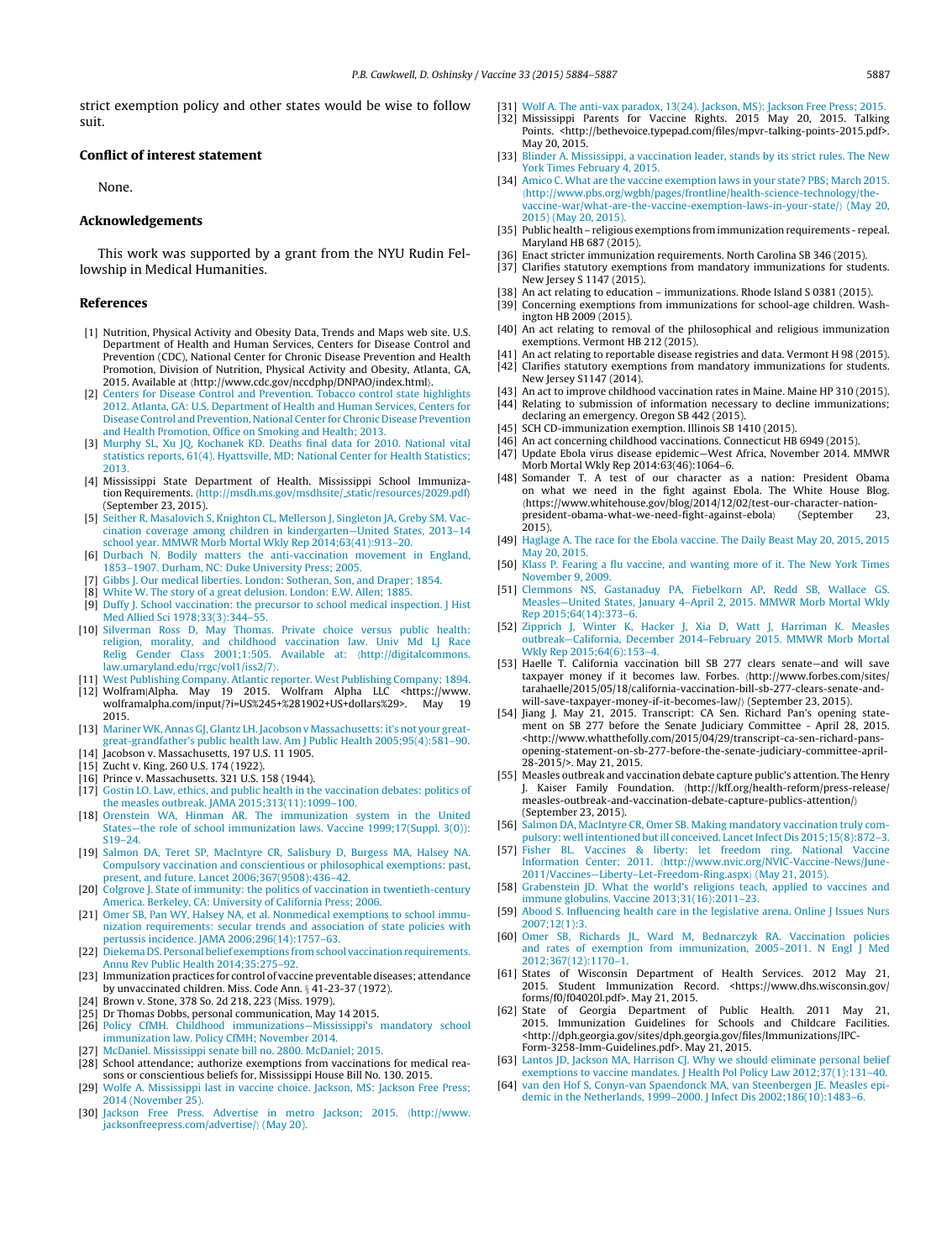strict exemption policy and other states would be wise to follow suit.

## Conflict of interest statement

None.

## Acknowledgements

This work was supported by a grant from the NYU Rudin Fellowship in Medical Humanities.

## References

[1] Nutrition, Physical Activity and Obesity Data, Trends and Maps web site. U.S. Department of Health and Human Services, Centers for Disease Control and Prevention (CDC), National Center for Chronic Disease Prevention and Health Promotion, Division of Nutrition, Physical Activity and Obesity, Atlanta, GA, 2015. Available at ⟨http://www.cdc.gov/nccdphp/DNPAO/index.html⟩.

[2] Centers for Disease Control and Prevention. Tobacco control state highlights 2012. Atlanta, GA: U.S. Department of Health and Human Services, Centers for Disease Control and Prevention, National Center for Chronic Disease Prevention and Health Promotion, Office on Smoking and Health; 2013.

[3] Murphy SL, Xu JQ, Kochanek KD. Deaths final data for 2010. National vital statistics reports, 61(4). Hyattsville, MD: National Center for Health Statistics; 2013.

[4] Mississippi State Department of Health. Mississippi School Immunization Requirements. ⟨http://msdh.ms.gov/msdhsite/_static/resources/2029.pdf⟩ (September 23, 2015).

[5] Seither R, Masalovich S, Knighton CL, Mellerson J, Singleton JA, Greby SM. Vaccination coverage among children in kindergarten—United States, 2013–14 school year. MMWR Morb Mortal Wkly Rep 2014;63(41):913–20.

[6] Durbach N. Bodily matters the anti-vaccination movement in England, 1853–1907. Durham, NC: Duke University Press; 2005.

[7] Gibbs J. Our medical liberties. London: Sotheran, Son, and Draper; 1854.

[8] White W. The story of a great delusion. London: E.W. Allen; 1885.

[9] Duffy J. School vaccination: the precursor to school medical inspection. J Hist Med Allied Sci 1978;33(3):344–55.

[10] Silverman Ross D, May Thomas. Private choice versus public health: religion, morality, and childhood vaccination law. Univ Md LJ Race Relig Gender Class 2001;1:505. Available at: ⟨http://digitalcommons.law.umaryland.edu/rrgc/vol1/iss2/7⟩.

[11] West Publishing Company. Atlantic reporter. West Publishing Company; 1894.

[12] Wolfram|Alpha. May 19 2015. Wolfram Alpha LLC <https://www.wolframalpha.com/input/?i=US%245+%281902+US+dollars%29>. May 19 2015.

[13] Mariner WK, Annas GJ, Glantz LH. Jacobson v Massachusetts: it's not your great-great-grandfather's public health law. Am J Public Health 2005;95(4):581–90.

[14] Jacobson v. Massachusetts, 197 U.S. 11 1905.

[15] Zucht v. King. 260 U.S. 174 (1922).

[16] Prince v. Massachusetts. 321 U.S. 158 (1944).

[17] Gostin LO. Law, ethics, and public health in the vaccination debates: politics of the measles outbreak. JAMA 2015;313(11):1099–100.

[18] Orenstein WA, Hinman AR. The immunization system in the United States—the role of school immunization laws. Vaccine 1999;17(Suppl. 3(0)):S19–24.

[19] Salmon DA, Teret SP, MacIntyre CR, Salisbury D, Burgess MA, Halsey NA. Compulsory vaccination and conscientious or philosophical exemptions: past, present, and future. Lancet 2006;367(9508):436–42.

[20] Colgrove J. State of immunity: the politics of vaccination in twentieth-century America. Berkeley, CA: University of California Press; 2006.

[21] Omer SB, Pan WY, Halsey NA, et al. Nonmedical exemptions to school immunization requirements: secular trends and association of state policies with pertussis incidence. JAMA 2006;296(14):1757–63.

[22] Diekema DS. Personal belief exemptions from school vaccination requirements. Annu Rev Public Health 2014;35:275–92.

[23] Immunization practices for control of vaccine preventable diseases; attendance by unvaccinated children. Miss. Code Ann. § 41-23-37 (1972).

[24] Brown v. Stone, 378 So. 2d 218, 223 (Miss. 1979).

[25] Dr Thomas Dobbs, personal communication, May 14 2015.

[26] Policy CfMH. Childhood immunizations—Mississippi's mandatory school immunization law. Policy CfMH; November 2014.

[27] McDaniel. Mississippi senate bill no. 2800. McDaniel; 2015.

[28] School attendance; authorize exemptions from vaccinations for medical reasons or conscientious beliefs for, Mississippi House Bill No. 130. 2015.

[29] Wolfe A. Mississippi last in vaccine choice. Jackson, MS: Jackson Free Press; 2014 (November 25).

[30] Jackson Free Press. Advertise in metro Jackson; 2015. ⟨http://www.jacksonfreepress.com/advertise/⟩ (May 20).

[31] Wolf A. The anti-vax paradox, 13(24). Jackson, MS): Jackson Free Press; 2015.

[32] Mississippi Parents for Vaccine Rights. 2015 May 20, 2015. Talking Points. <http://bethevoice.typepad.com/files/mpvr-talking-points-2015.pdf>. May 20, 2015.

[33] Blinder A. Mississippi, a vaccination leader, stands by its strict rules. The New York Times February 4, 2015.

[34] Amico C. What are the vaccine exemption laws in your state? PBS; March 2015. ⟨http://www.pbs.org/wgbh/pages/frontline/health-science-technology/the-vaccine-war/what-are-the-vaccine-exemption-laws-in-your-state/⟩ (May 20, 2015) (May 20, 2015).

[35] Public health – religious exemptions from immunization requirements - repeal. Maryland HB 687 (2015).

[36] Enact stricter immunization requirements. North Carolina SB 346 (2015).

[37] Clarifies statutory exemptions from mandatory immunizations for students. New Jersey S 1147 (2015).

[38] An act relating to education – immunizations. Rhode Island S 0381 (2015).

[39] Concerning exemptions from immunizations for school-age children. Washington HB 2009 (2015).

[40] An act relating to removal of the philosophical and religious immunization exemptions. Vermont HB 212 (2015).

[41] An act relating to reportable disease registries and data. Vermont H 98 (2015).

[42] Clarifies statutory exemptions from mandatory immunizations for students. New Jersey S1147 (2014).

[43] An act to improve childhood vaccination rates in Maine. Maine HP 310 (2015).

[44] Relating to submission of information necessary to decline immunizations; declaring an emergency. Oregon SB 442 (2015).

[45] SCH CD-immunization exemption. Illinois SB 1410 (2015).

[46] An act concerning childhood vaccinations. Connecticut HB 6949 (2015).

[47] Update Ebola virus disease epidemic—West Africa, November 2014. MMWR Morb Mortal Wkly Rep 2014:63(46):1064–6.

[48] Somander T. A test of our character as a nation: President Obama on what we need in the fight against Ebola. The White House Blog. ⟨https://www.whitehouse.gov/blog/2014/12/02/test-our-character-nation-president-obama-what-we-need-fight-against-ebola⟩ (September 23, 2015).

[49] Haglage A. The race for the Ebola vaccine. The Daily Beast May 20, 2015, 2015 May 20, 2015.

[50] Klass P. Fearing a flu vaccine, and wanting more of it. The New York Times November 9, 2009.

[51] Clemmons NS, Gastanaduy PA, Fiebelkorn AP, Redd SB, Wallace GS. Measles—United States, January 4–April 2, 2015. MMWR Morb Mortal Wkly Rep 2015;64(14):373–6.

[52] Zipprich J, Winter K, Hacker J, Xia D, Watt J, Harriman K. Measles outbreak—California, December 2014–February 2015. MMWR Morb Mortal Wkly Rep 2015;64(6):153–4.

[53] Haelle T. California vaccination bill SB 277 clears senate—and will save taxpayer money if it becomes law. Forbes. ⟨http://www.forbes.com/sites/tarahaelle/2015/05/18/california-vaccination-bill-sb-277-clears-senate-and-will-save-taxpayer-money-if-it-becomes-law/⟩ (September 23, 2015).

[54] Jiang J. May 21, 2015. Transcript: CA Sen. Richard Pan's opening statement on SB 277 before the Senate Judiciary Committee - April 28, 2015. <http://www.whatthefolly.com/2015/04/29/transcript-ca-sen-richard-pans-opening-statement-on-sb-277-before-the-senate-judiciary-committee-april-28-2015/>. May 21, 2015.

[55] Measles outbreak and vaccination debate capture public's attention. The Henry J. Kaiser Family Foundation. ⟨http://kff.org/health-reform/press-release/measles-outbreak-and-vaccination-debate-capture-publics-attention/⟩ (September 23, 2015).

[56] Salmon DA, MacIntyre CR, Omer SB. Making mandatory vaccination truly compulsory: well intentioned but ill conceived. Lancet Infect Dis 2015;15(8):872–3.

[57] Fisher BL. Vaccines & liberty: let freedom ring. National Vaccine Information Center; 2011. ⟨http://www.nvic.org/NVIC-Vaccine-News/June-2011/Vaccines—Liberty–Let-Freedom-Ring.aspx⟩ (May 21, 2015).

[58] Grabenstein JD. What the world's religions teach, applied to vaccines and immune globulins. Vaccine 2013;31(16):2011–23.

[59] Abood S. Influencing health care in the legislative arena. Online J Issues Nurs 2007;12(1):3.

[60] Omer SB, Richards JL, Ward M, Bednarczyk RA. Vaccination policies and rates of exemption from immunization, 2005–2011. N Engl J Med 2012;367(12):1170–1.

[61] States of Wisconsin Department of Health Services. 2012 May 21, 2015. Student Immunization Record. <https://www.dhs.wisconsin.gov/forms/f0/f04020l.pdf>. May 21, 2015.

[62] State of Georgia Department of Public Health. 2011 May 21, 2015. Immunization Guidelines for Schools and Childcare Facilities. <http://dph.georgia.gov/sites/dph.georgia.gov/files/Immunizations/IPC-Form-3258-Imm-Guidelines.pdf>. May 21, 2015.

[63] Lantos JD, Jackson MA, Harrison CJ. Why we should eliminate personal belief exemptions to vaccine mandates. J Health Pol Policy Law 2012;37(1):131–40.

[64] van den Hof S, Conyn-van Spaendonck MA, van Steenbergen JE. Measles epidemic in the Netherlands, 1999–2000. J Infect Dis 2002;186(10):1483–6.